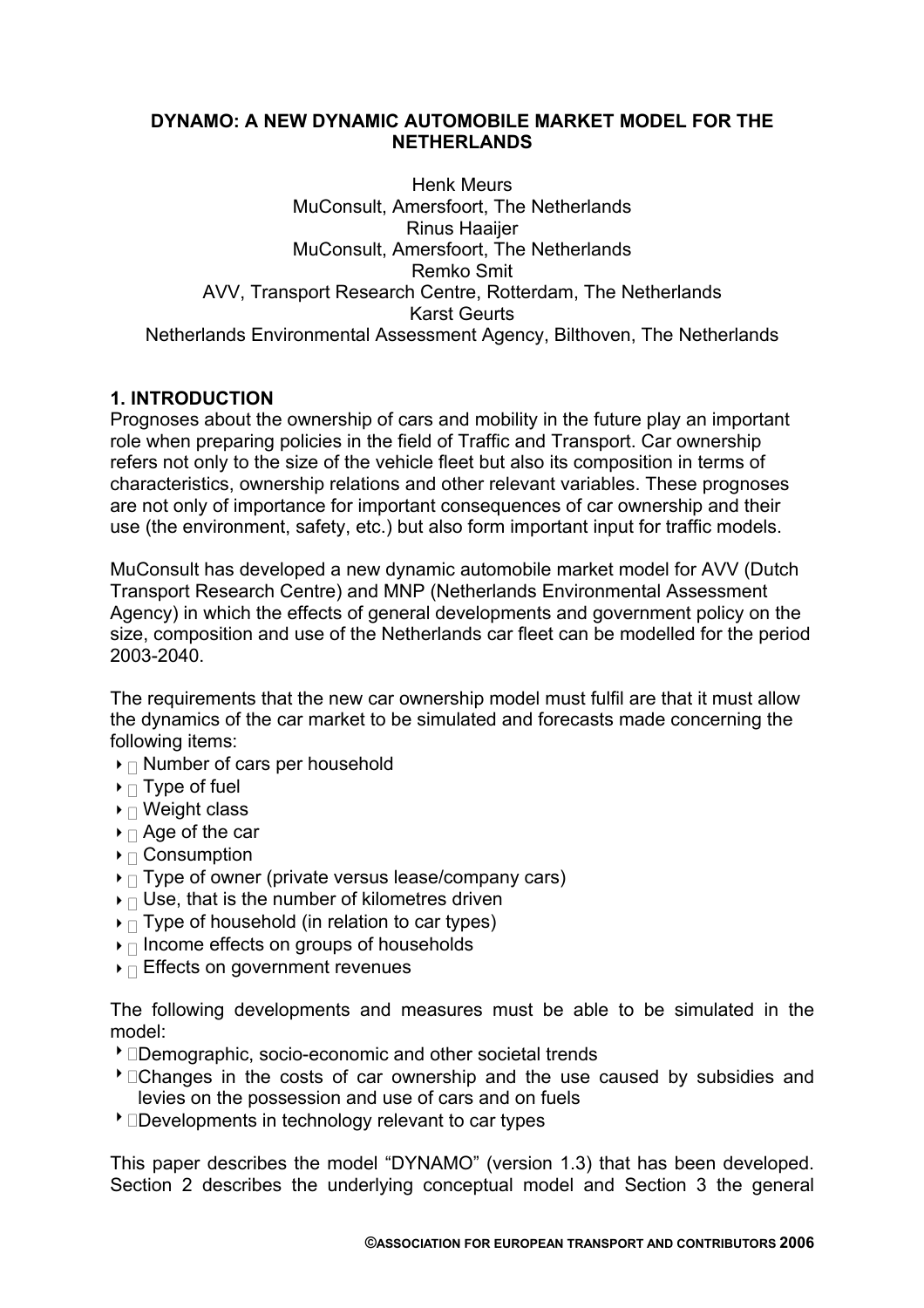# DYNAMO: A NEW DYNAMIC AUTOMOBILE MARKET MODEL FOR THE NETHERLANDS

Henk Meurs
MuConsult, Amersfoort, The Netherlands
Rinus Haaijer
MuConsult, Amersfoort, The Netherlands
Remko Smit
AVV, Transport Research Centre, Rotterdam, The Netherlands
Karst Geurts
Netherlands Environmental Assessment Agency, Bilthoven, The Netherlands

## 1. INTRODUCTION

Prognoses about the ownership of cars and mobility in the future play an important role when preparing policies in the field of Traffic and Transport. Car ownership refers not only to the size of the vehicle fleet but also its composition in terms of characteristics, ownership relations and other relevant variables. These prognoses are not only of importance for important consequences of car ownership and their use (the environment, safety, etc.) but also form important input for traffic models.

MuConsult has developed a new dynamic automobile market model for AVV (Dutch Transport Research Centre) and MNP (Netherlands Environmental Assessment Agency) in which the effects of general developments and government policy on the size, composition and use of the Netherlands car fleet can be modelled for the period 2003-2040.

The requirements that the new car ownership model must fulfil are that it must allow the dynamics of the car market to be simulated and forecasts made concerning the following items:

- Number of cars per household
- Type of fuel
- Weight class
- Age of the car
- Consumption
- Type of owner (private versus lease/company cars)
- Use, that is the number of kilometres driven
- Type of household (in relation to car types)
- Income effects on groups of households
- Effects on government revenues

The following developments and measures must be able to be simulated in the model:

- Demographic, socio-economic and other societal trends
- Changes in the costs of car ownership and the use caused by subsidies and levies on the possession and use of cars and on fuels
- Developments in technology relevant to car types

This paper describes the model "DYNAMO" (version 1.3) that has been developed. Section 2 describes the underlying conceptual model and Section 3 the general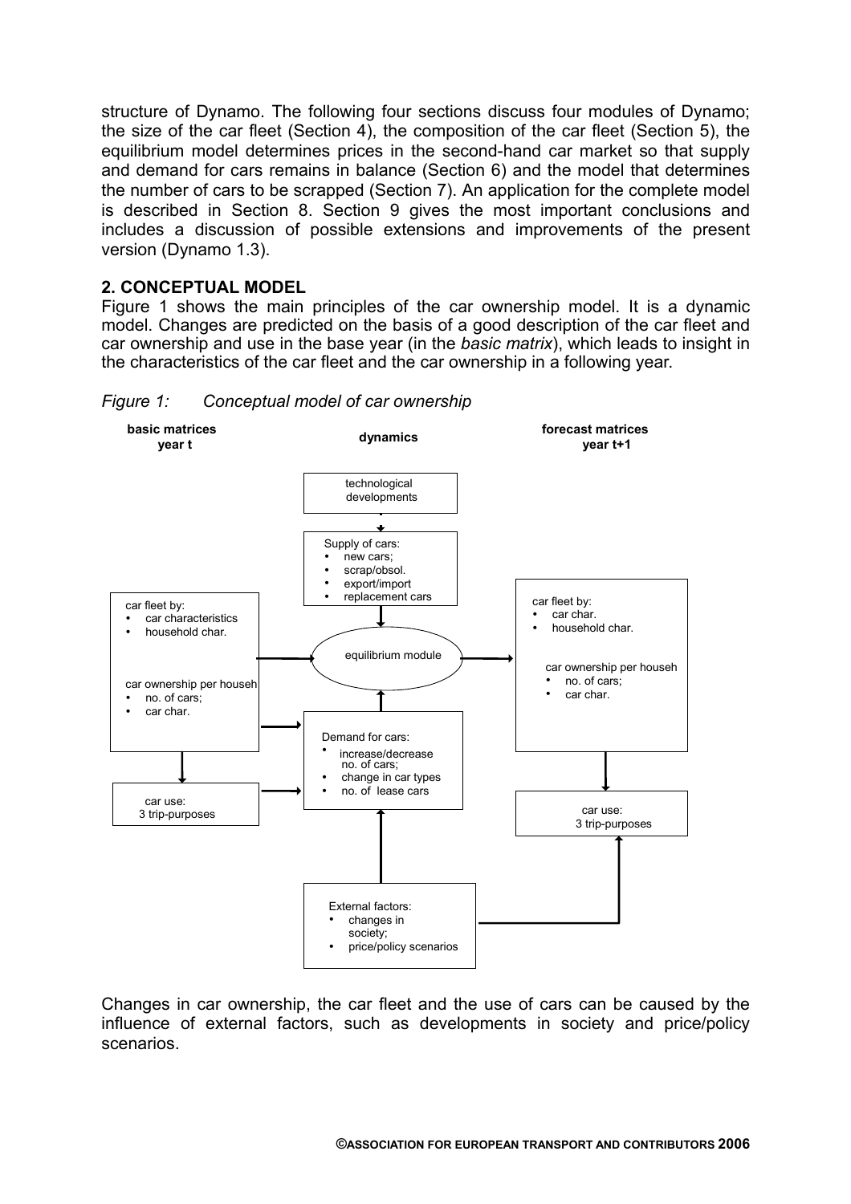structure of Dynamo. The following four sections discuss four modules of Dynamo; the size of the car fleet (Section 4), the composition of the car fleet (Section 5), the equilibrium model determines prices in the second-hand car market so that supply and demand for cars remains in balance (Section 6) and the model that determines the number of cars to be scrapped (Section 7). An application for the complete model is described in Section 8. Section 9 gives the most important conclusions and includes a discussion of possible extensions and improvements of the present version (Dynamo 1.3).

## 2. CONCEPTUAL MODEL

Figure 1 shows the main principles of the car ownership model. It is a dynamic model. Changes are predicted on the basis of a good description of the car fleet and car ownership and use in the base year (in the *basic matrix*), which leads to insight in the characteristics of the car fleet and the car ownership in a following year.

*Figure 1: Conceptual model of car ownership*

**basic matrices year t** | **dynamics** | **forecast matrices year t+1**

technological developments

Supply of cars:
- new cars;
- scrap/obsol.
- export/import
- replacement cars

car fleet by:
- car characteristics
- household char.

car ownership per househ
- no. of cars;
- car char.

equilibrium module

car fleet by:
- car char.
- household char.

car ownership per househ
- no. of cars;
- car char.

Demand for cars:
- increase/decrease no. of cars;
- change in car types
- no. of lease cars

car use: 3 trip-purposes

car use: 3 trip-purposes

External factors:
- changes in society;
- price/policy scenarios

Changes in car ownership, the car fleet and the use of cars can be caused by the influence of external factors, such as developments in society and price/policy scenarios.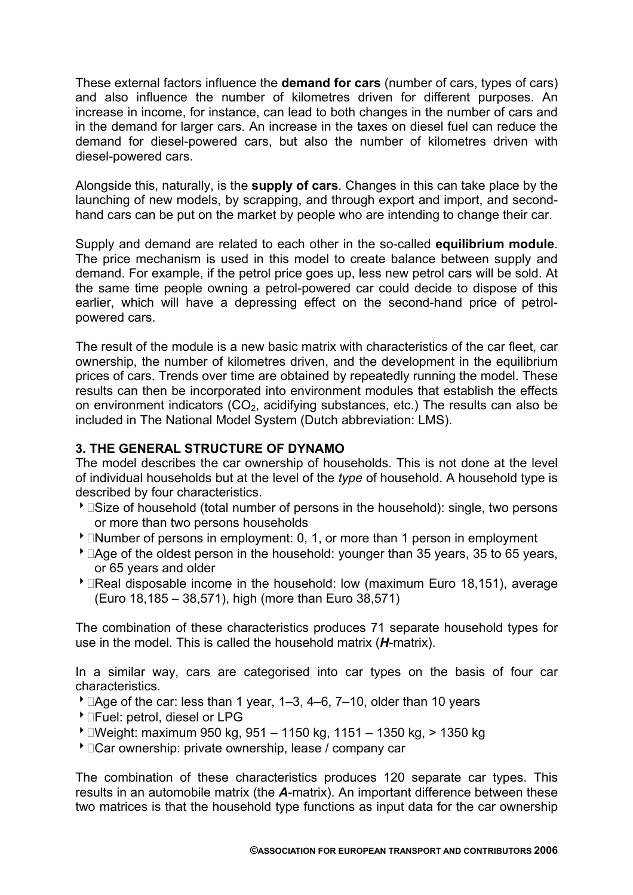These external factors influence the **demand for cars** (number of cars, types of cars) and also influence the number of kilometres driven for different purposes. An increase in income, for instance, can lead to both changes in the number of cars and in the demand for larger cars. An increase in the taxes on diesel fuel can reduce the demand for diesel-powered cars, but also the number of kilometres driven with diesel-powered cars.

Alongside this, naturally, is the **supply of cars**. Changes in this can take place by the launching of new models, by scrapping, and through export and import, and second-hand cars can be put on the market by people who are intending to change their car.

Supply and demand are related to each other in the so-called **equilibrium module**. The price mechanism is used in this model to create balance between supply and demand. For example, if the petrol price goes up, less new petrol cars will be sold. At the same time people owning a petrol-powered car could decide to dispose of this earlier, which will have a depressing effect on the second-hand price of petrol-powered cars.

The result of the module is a new basic matrix with characteristics of the car fleet, car ownership, the number of kilometres driven, and the development in the equilibrium prices of cars. Trends over time are obtained by repeatedly running the model. These results can then be incorporated into environment modules that establish the effects on environment indicators ($CO_2$, acidifying substances, etc.) The results can also be included in The National Model System (Dutch abbreviation: LMS).

### 3. THE GENERAL STRUCTURE OF DYNAMO

The model describes the car ownership of households. This is not done at the level of individual households but at the level of the *type* of household. A household type is described by four characteristics.

- Size of household (total number of persons in the household): single, two persons or more than two persons households
- Number of persons in employment: 0, 1, or more than 1 person in employment
- Age of the oldest person in the household: younger than 35 years, 35 to 65 years, or 65 years and older
- Real disposable income in the household: low (maximum Euro 18,151), average (Euro 18,185 – 38,571), high (more than Euro 38,571)

The combination of these characteristics produces 71 separate household types for use in the model. This is called the household matrix (***H***-matrix).

In a similar way, cars are categorised into car types on the basis of four car characteristics.

- Age of the car: less than 1 year, 1–3, 4–6, 7–10, older than 10 years
- Fuel: petrol, diesel or LPG
- Weight: maximum 950 kg, 951 – 1150 kg, 1151 – 1350 kg, > 1350 kg
- Car ownership: private ownership, lease / company car

The combination of these characteristics produces 120 separate car types. This results in an automobile matrix (the ***A***-matrix). An important difference between these two matrices is that the household type functions as input data for the car ownership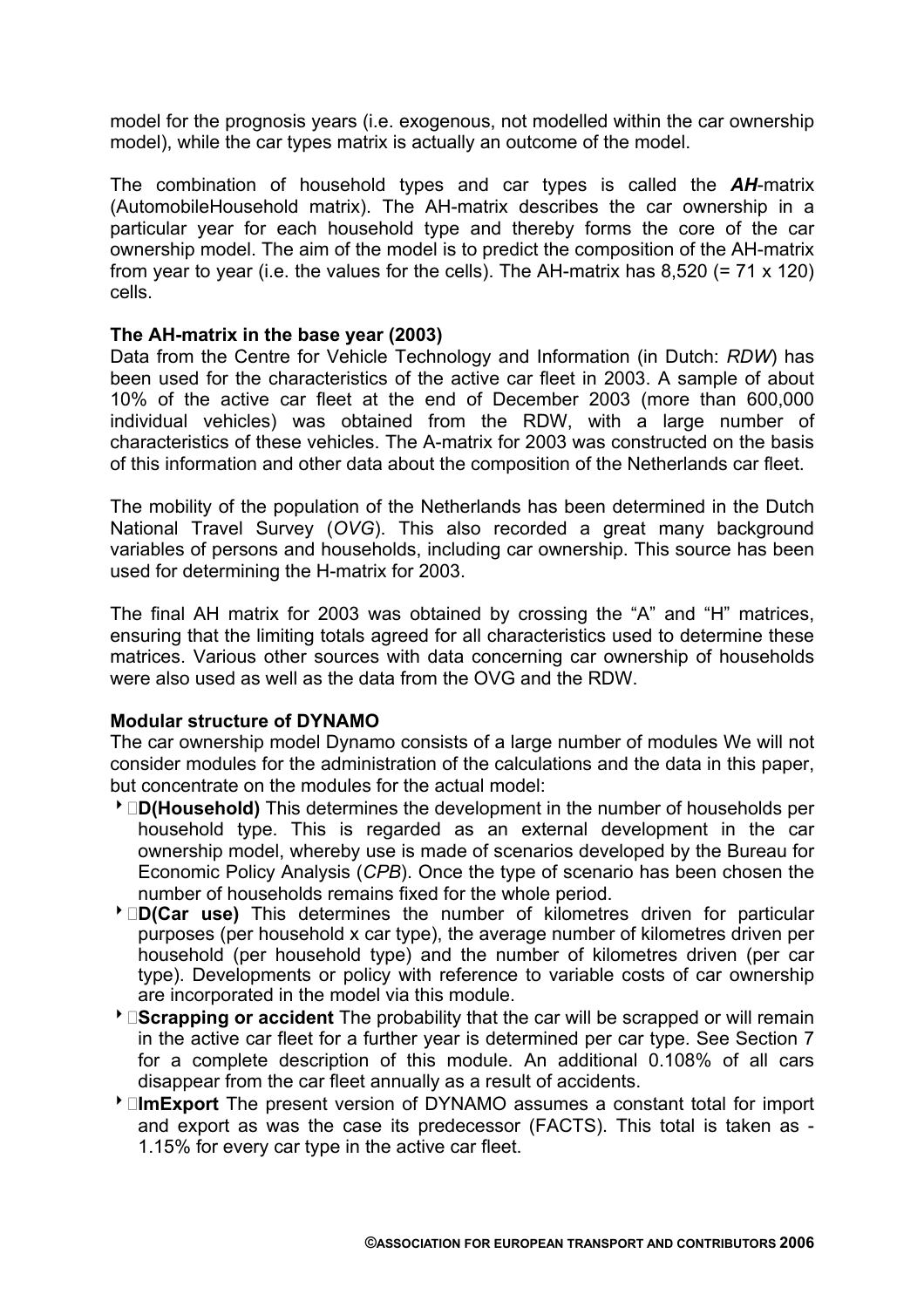model for the prognosis years (i.e. exogenous, not modelled within the car ownership model), while the car types matrix is actually an outcome of the model.

The combination of household types and car types is called the ***AH***-matrix (AutomobileHousehold matrix). The AH-matrix describes the car ownership in a particular year for each household type and thereby forms the core of the car ownership model. The aim of the model is to predict the composition of the AH-matrix from year to year (i.e. the values for the cells). The AH-matrix has 8,520 (= 71 x 120) cells.

**The AH-matrix in the base year (2003)**

Data from the Centre for Vehicle Technology and Information (in Dutch: *RDW*) has been used for the characteristics of the active car fleet in 2003. A sample of about 10% of the active car fleet at the end of December 2003 (more than 600,000 individual vehicles) was obtained from the RDW, with a large number of characteristics of these vehicles. The A-matrix for 2003 was constructed on the basis of this information and other data about the composition of the Netherlands car fleet.

The mobility of the population of the Netherlands has been determined in the Dutch National Travel Survey (*OVG*). This also recorded a great many background variables of persons and households, including car ownership. This source has been used for determining the H-matrix for 2003.

The final AH matrix for 2003 was obtained by crossing the "A" and "H" matrices, ensuring that the limiting totals agreed for all characteristics used to determine these matrices. Various other sources with data concerning car ownership of households were also used as well as the data from the OVG and the RDW.

**Modular structure of DYNAMO**

The car ownership model Dynamo consists of a large number of modules We will not consider modules for the administration of the calculations and the data in this paper, but concentrate on the modules for the actual model:

- **D(Household)** This determines the development in the number of households per household type. This is regarded as an external development in the car ownership model, whereby use is made of scenarios developed by the Bureau for Economic Policy Analysis (*CPB*). Once the type of scenario has been chosen the number of households remains fixed for the whole period.
- **D(Car use)** This determines the number of kilometres driven for particular purposes (per household x car type), the average number of kilometres driven per household (per household type) and the number of kilometres driven (per car type). Developments or policy with reference to variable costs of car ownership are incorporated in the model via this module.
- **Scrapping or accident** The probability that the car will be scrapped or will remain in the active car fleet for a further year is determined per car type. See Section 7 for a complete description of this module. An additional 0.108% of all cars disappear from the car fleet annually as a result of accidents.
- **ImExport** The present version of DYNAMO assumes a constant total for import and export as was the case its predecessor (FACTS). This total is taken as -1.15% for every car type in the active car fleet.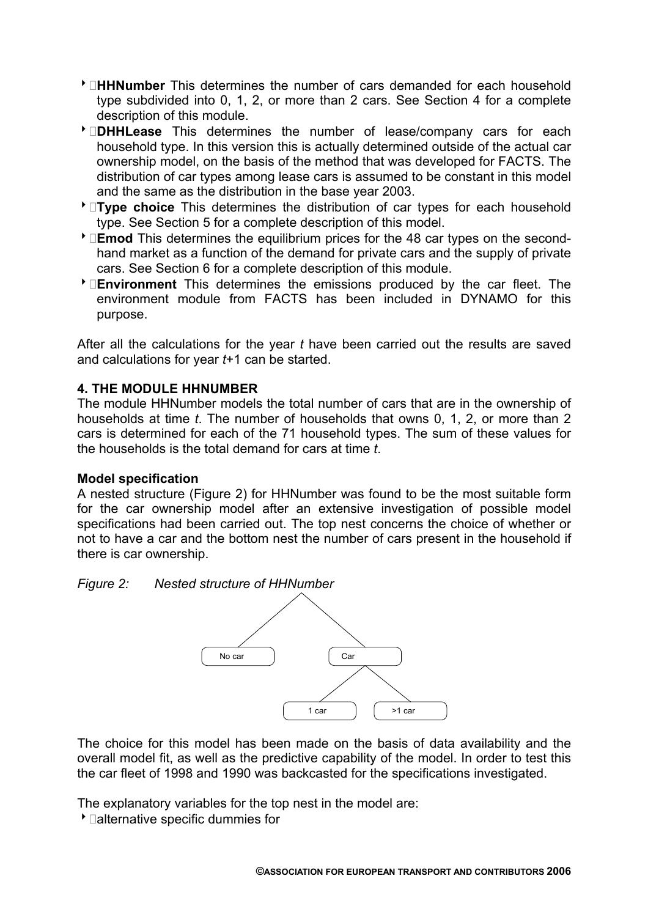- **HHNumber** This determines the number of cars demanded for each household type subdivided into 0, 1, 2, or more than 2 cars. See Section 4 for a complete description of this module.
- **DHHLease** This determines the number of lease/company cars for each household type. In this version this is actually determined outside of the actual car ownership model, on the basis of the method that was developed for FACTS. The distribution of car types among lease cars is assumed to be constant in this model and the same as the distribution in the base year 2003.
- **Type choice** This determines the distribution of car types for each household type. See Section 5 for a complete description of this model.
- **Emod** This determines the equilibrium prices for the 48 car types on the second-hand market as a function of the demand for private cars and the supply of private cars. See Section 6 for a complete description of this module.
- **Environment** This determines the emissions produced by the car fleet. The environment module from FACTS has been included in DYNAMO for this purpose.

After all the calculations for the year *t* have been carried out the results are saved and calculations for year *t*+1 can be started.

## 4. THE MODULE HHNUMBER

The module HHNumber models the total number of cars that are in the ownership of households at time *t*. The number of households that owns 0, 1, 2, or more than 2 cars is determined for each of the 71 household types. The sum of these values for the households is the total demand for cars at time *t*.

### Model specification

A nested structure (Figure 2) for HHNumber was found to be the most suitable form for the car ownership model after an extensive investigation of possible model specifications had been carried out. The top nest concerns the choice of whether or not to have a car and the bottom nest the number of cars present in the household if there is car ownership.

*Figure 2: Nested structure of HHNumber*

```
            /\
           /  \
     No car     Car
               /   \
           1 car   >1 car
```

The choice for this model has been made on the basis of data availability and the overall model fit, as well as the predictive capability of the model. In order to test this the car fleet of 1998 and 1990 was backcasted for the specifications investigated.

The explanatory variables for the top nest in the model are:

- alternative specific dummies for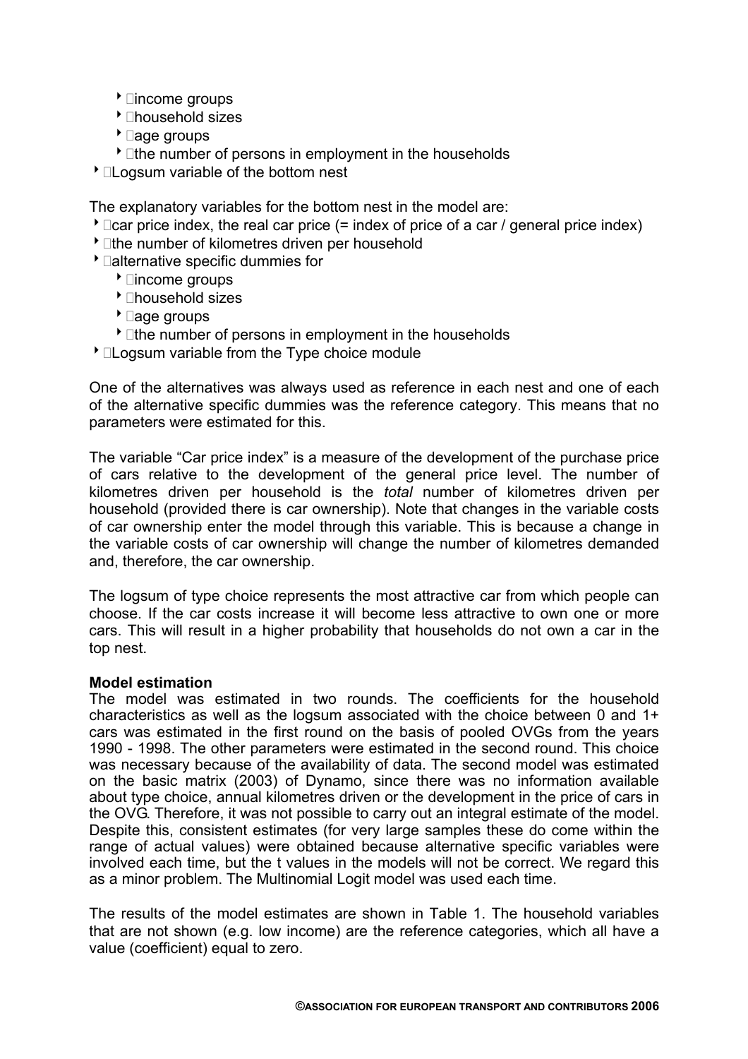- income groups
  - household sizes
  - age groups
  - the number of persons in employment in the households
- Logsum variable of the bottom nest

The explanatory variables for the bottom nest in the model are:

- car price index, the real car price (= index of price of a car / general price index)
- the number of kilometres driven per household
- alternative specific dummies for
  - income groups
  - household sizes
  - age groups
  - the number of persons in employment in the households
- Logsum variable from the Type choice module

One of the alternatives was always used as reference in each nest and one of each of the alternative specific dummies was the reference category. This means that no parameters were estimated for this.

The variable "Car price index" is a measure of the development of the purchase price of cars relative to the development of the general price level. The number of kilometres driven per household is the *total* number of kilometres driven per household (provided there is car ownership). Note that changes in the variable costs of car ownership enter the model through this variable. This is because a change in the variable costs of car ownership will change the number of kilometres demanded and, therefore, the car ownership.

The logsum of type choice represents the most attractive car from which people can choose. If the car costs increase it will become less attractive to own one or more cars. This will result in a higher probability that households do not own a car in the top nest.

**Model estimation**

The model was estimated in two rounds. The coefficients for the household characteristics as well as the logsum associated with the choice between 0 and 1+ cars was estimated in the first round on the basis of pooled OVGs from the years 1990 - 1998. The other parameters were estimated in the second round. This choice was necessary because of the availability of data. The second model was estimated on the basic matrix (2003) of Dynamo, since there was no information available about type choice, annual kilometres driven or the development in the price of cars in the OVG. Therefore, it was not possible to carry out an integral estimate of the model. Despite this, consistent estimates (for very large samples these do come within the range of actual values) were obtained because alternative specific variables were involved each time, but the t values in the models will not be correct. We regard this as a minor problem. The Multinomial Logit model was used each time.

The results of the model estimates are shown in Table 1. The household variables that are not shown (e.g. low income) are the reference categories, which all have a value (coefficient) equal to zero.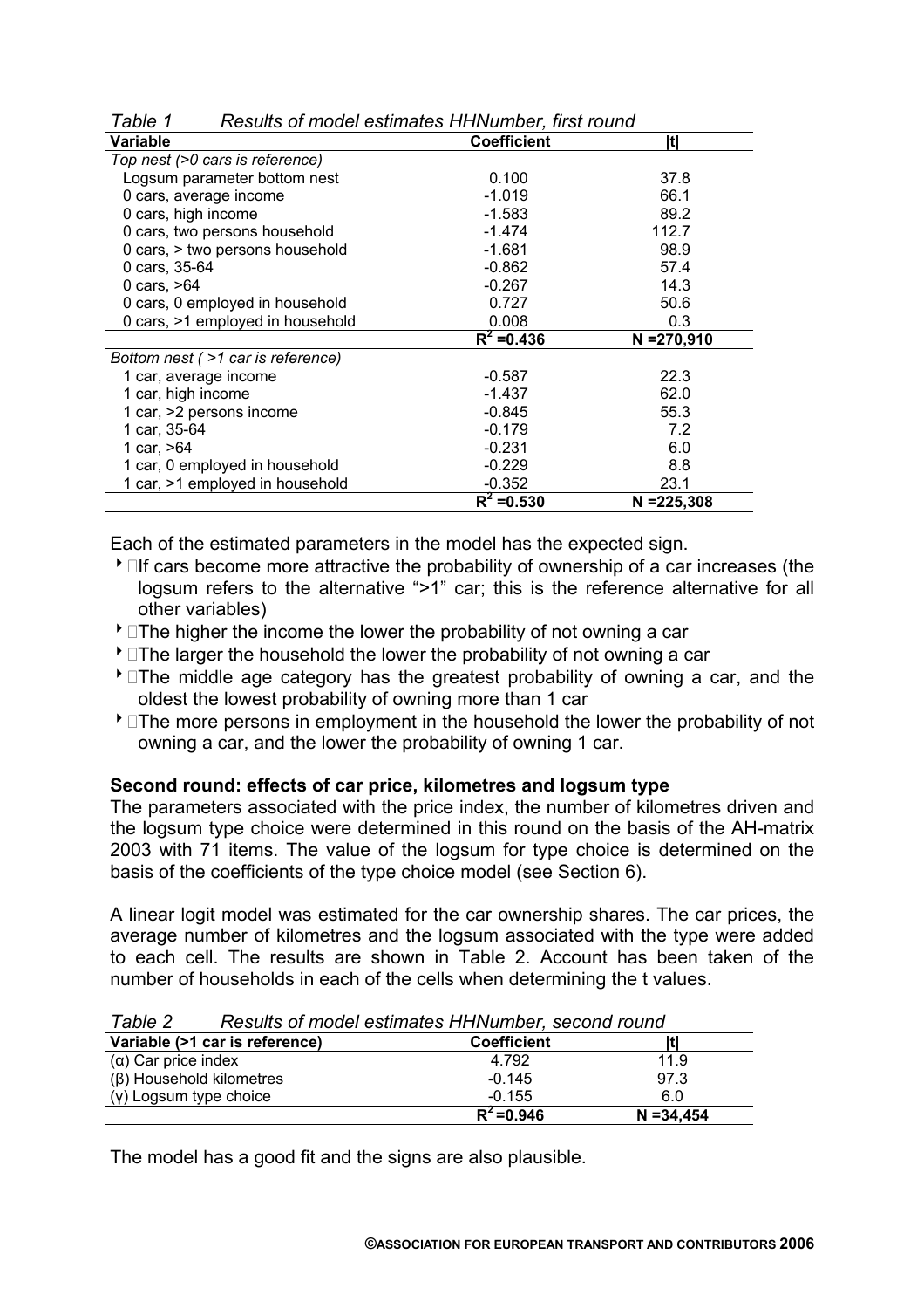*Table 1 Results of model estimates HHNumber, first round*

| Variable | Coefficient | \|t\| |
|---|---|---|
| *Top nest (>0 cars is reference)* | | |
| Logsum parameter bottom nest | 0.100 | 37.8 |
| 0 cars, average income | -1.019 | 66.1 |
| 0 cars, high income | -1.583 | 89.2 |
| 0 cars, two persons household | -1.474 | 112.7 |
| 0 cars, > two persons household | -1.681 | 98.9 |
| 0 cars, 35-64 | -0.862 | 57.4 |
| 0 cars, >64 | -0.267 | 14.3 |
| 0 cars, 0 employed in household | 0.727 | 50.6 |
| 0 cars, >1 employed in household | 0.008 | 0.3 |
| | $R^2$ =0.436 | N =270,910 |
| *Bottom nest ( >1 car is reference)* | | |
| 1 car, average income | -0.587 | 22.3 |
| 1 car, high income | -1.437 | 62.0 |
| 1 car, >2 persons income | -0.845 | 55.3 |
| 1 car, 35-64 | -0.179 | 7.2 |
| 1 car, >64 | -0.231 | 6.0 |
| 1 car, 0 employed in household | -0.229 | 8.8 |
| 1 car, >1 employed in household | -0.352 | 23.1 |
| | $R^2$ =0.530 | N =225,308 |

Each of the estimated parameters in the model has the expected sign.

- If cars become more attractive the probability of ownership of a car increases (the logsum refers to the alternative ">1" car; this is the reference alternative for all other variables)
- The higher the income the lower the probability of not owning a car
- The larger the household the lower the probability of not owning a car
- The middle age category has the greatest probability of owning a car, and the oldest the lowest probability of owning more than 1 car
- The more persons in employment in the household the lower the probability of not owning a car, and the lower the probability of owning 1 car.

**Second round: effects of car price, kilometres and logsum type**

The parameters associated with the price index, the number of kilometres driven and the logsum type choice were determined in this round on the basis of the AH-matrix 2003 with 71 items. The value of the logsum for type choice is determined on the basis of the coefficients of the type choice model (see Section 6).

A linear logit model was estimated for the car ownership shares. The car prices, the average number of kilometres and the logsum associated with the type were added to each cell. The results are shown in Table 2. Account has been taken of the number of households in each of the cells when determining the t values.

*Table 2 Results of model estimates HHNumber, second round*

| Variable (>1 car is reference) | Coefficient | \|t\| |
|---|---|---|
| (α) Car price index | 4.792 | 11.9 |
| (β) Household kilometres | -0.145 | 97.3 |
| (γ) Logsum type choice | -0.155 | 6.0 |
| | $R^2$ =0.946 | N =34,454 |

The model has a good fit and the signs are also plausible.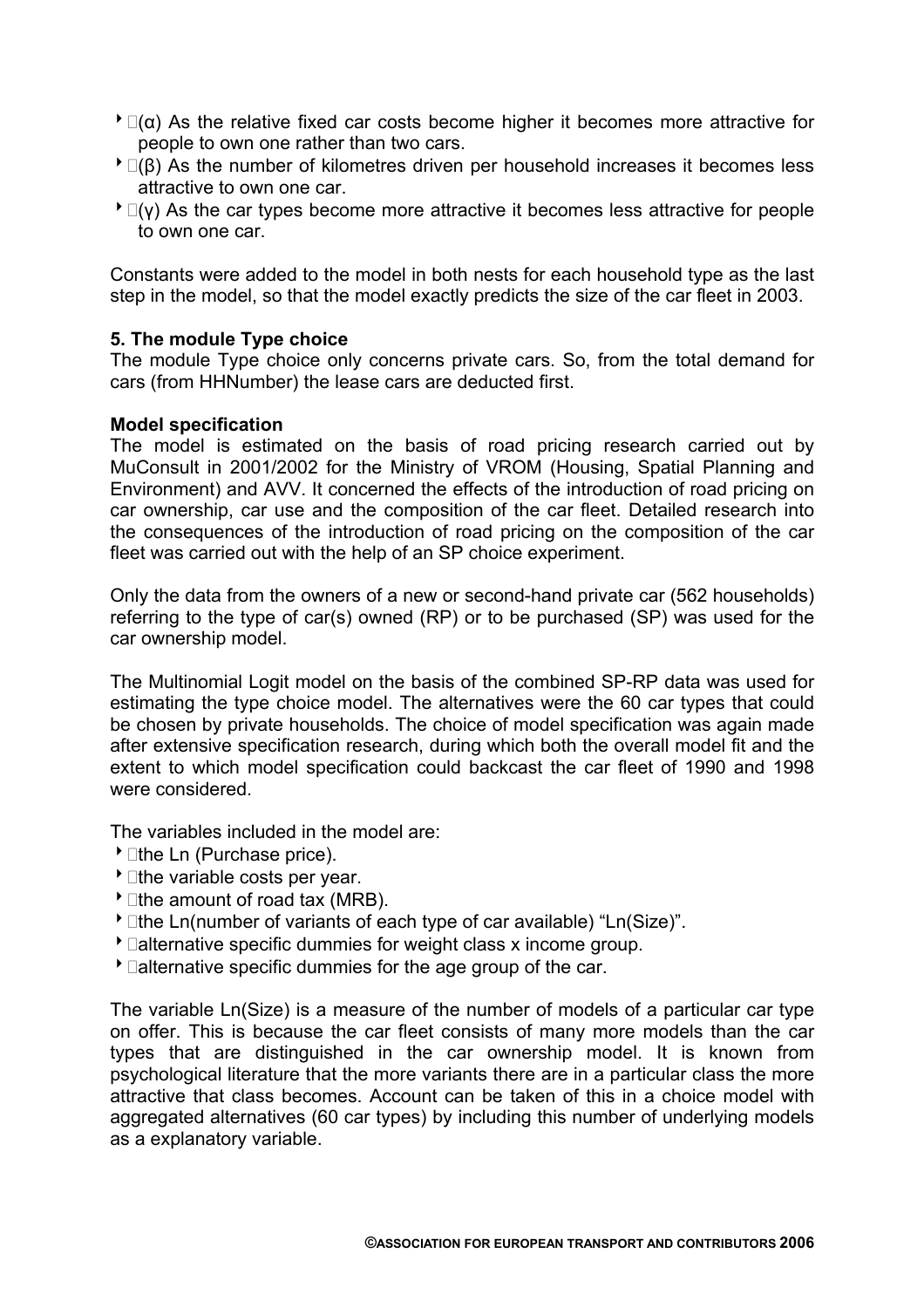- (α) As the relative fixed car costs become higher it becomes more attractive for people to own one rather than two cars.
- (β) As the number of kilometres driven per household increases it becomes less attractive to own one car.
- (γ) As the car types become more attractive it becomes less attractive for people to own one car.

Constants were added to the model in both nests for each household type as the last step in the model, so that the model exactly predicts the size of the car fleet in 2003.

**5. The module Type choice**

The module Type choice only concerns private cars. So, from the total demand for cars (from HHNumber) the lease cars are deducted first.

**Model specification**

The model is estimated on the basis of road pricing research carried out by MuConsult in 2001/2002 for the Ministry of VROM (Housing, Spatial Planning and Environment) and AVV. It concerned the effects of the introduction of road pricing on car ownership, car use and the composition of the car fleet. Detailed research into the consequences of the introduction of road pricing on the composition of the car fleet was carried out with the help of an SP choice experiment.

Only the data from the owners of a new or second-hand private car (562 households) referring to the type of car(s) owned (RP) or to be purchased (SP) was used for the car ownership model.

The Multinomial Logit model on the basis of the combined SP-RP data was used for estimating the type choice model. The alternatives were the 60 car types that could be chosen by private households. The choice of model specification was again made after extensive specification research, during which both the overall model fit and the extent to which model specification could backcast the car fleet of 1990 and 1998 were considered.

The variables included in the model are:

- the Ln (Purchase price).
- the variable costs per year.
- the amount of road tax (MRB).
- the Ln(number of variants of each type of car available) "Ln(Size)".
- alternative specific dummies for weight class x income group.
- alternative specific dummies for the age group of the car.

The variable Ln(Size) is a measure of the number of models of a particular car type on offer. This is because the car fleet consists of many more models than the car types that are distinguished in the car ownership model. It is known from psychological literature that the more variants there are in a particular class the more attractive that class becomes. Account can be taken of this in a choice model with aggregated alternatives (60 car types) by including this number of underlying models as a explanatory variable.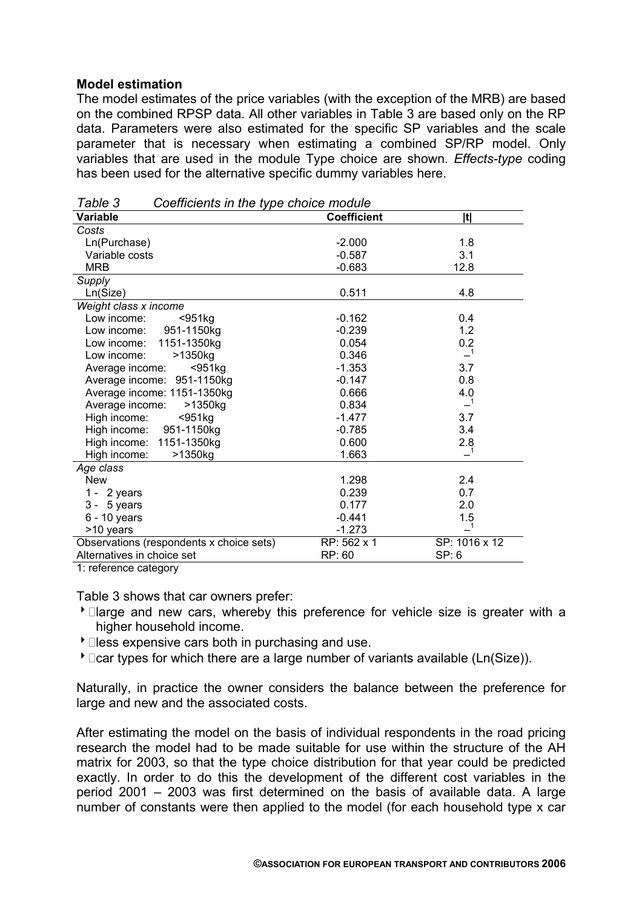**Model estimation**

The model estimates of the price variables (with the exception of the MRB) are based on the combined RPSP data. All other variables in Table 3 are based only on the RP data. Parameters were also estimated for the specific SP variables and the scale parameter that is necessary when estimating a combined SP/RP model. Only variables that are used in the module Type choice are shown. *Effects-type* coding has been used for the alternative specific dummy variables here.

*Table 3 Coefficients in the type choice module*

| Variable | Coefficient | \|t\| |
|---|---|---|
| *Costs* | | |
| Ln(Purchase) | -2.000 | 1.8 |
| Variable costs | -0.587 | 3.1 |
| MRB | -0.683 | 12.8 |
| *Supply* | | |
| Ln(Size) | 0.511 | 4.8 |
| *Weight class x income* | | |
| Low income: <951kg | -0.162 | 0.4 |
| Low income: 951-1150kg | -0.239 | 1.2 |
| Low income: 1151-1350kg | 0.054 | 0.2 |
| Low income: >1350kg | 0.346 | –[1] |
| Average income: <951kg | -1.353 | 3.7 |
| Average income: 951-1150kg | -0.147 | 0.8 |
| Average income: 1151-1350kg | 0.666 | 4.0 |
| Average income: >1350kg | 0.834 | –[1] |
| High income: <951kg | -1.477 | 3.7 |
| High income: 951-1150kg | -0.785 | 3.4 |
| High income: 1151-1350kg | 0.600 | 2.8 |
| High income: >1350kg | 1.663 | –[1] |
| *Age class* | | |
| New | 1.298 | 2.4 |
| 1 - 2 years | 0.239 | 0.7 |
| 3 - 5 years | 0.177 | 2.0 |
| 6 - 10 years | -0.441 | 1.5 |
| >10 years | -1.273 | –[1] |
| Observations (respondents x choice sets) | RP: 562 x 1 | SP: 1016 x 12 |
| Alternatives in choice set | RP: 60 | SP: 6 |

1: reference category

Table 3 shows that car owners prefer:

- large and new cars, whereby this preference for vehicle size is greater with a higher household income.
- less expensive cars both in purchasing and use.
- car types for which there are a large number of variants available (Ln(Size)).

Naturally, in practice the owner considers the balance between the preference for large and new and the associated costs.

After estimating the model on the basis of individual respondents in the road pricing research the model had to be made suitable for use within the structure of the AH matrix for 2003, so that the type choice distribution for that year could be predicted exactly. In order to do this the development of the different cost variables in the period 2001 – 2003 was first determined on the basis of available data. A large number of constants were then applied to the model (for each household type x car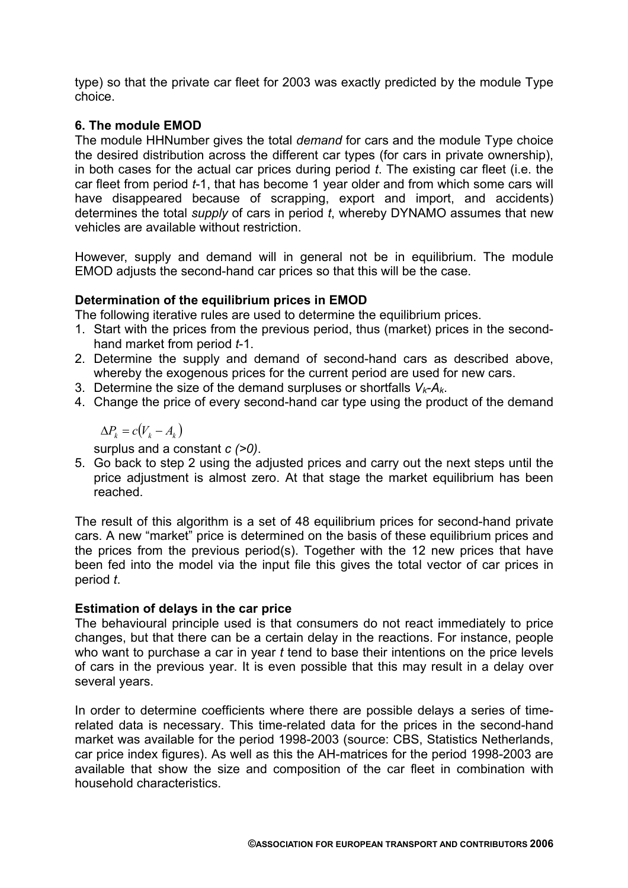type) so that the private car fleet for 2003 was exactly predicted by the module Type choice.

## 6. The module EMOD

The module HHNumber gives the total *demand* for cars and the module Type choice the desired distribution across the different car types (for cars in private ownership), in both cases for the actual car prices during period *t*. The existing car fleet (i.e. the car fleet from period *t*-1, that has become 1 year older and from which some cars will have disappeared because of scrapping, export and import, and accidents) determines the total *supply* of cars in period *t*, whereby DYNAMO assumes that new vehicles are available without restriction.

However, supply and demand will in general not be in equilibrium. The module EMOD adjusts the second-hand car prices so that this will be the case.

### Determination of the equilibrium prices in EMOD

The following iterative rules are used to determine the equilibrium prices.

1. Start with the prices from the previous period, thus (market) prices in the second-hand market from period *t*-1.
2. Determine the supply and demand of second-hand cars as described above, whereby the exogenous prices for the current period are used for new cars.
3. Determine the size of the demand surpluses or shortfalls $V_k$-$A_k$.
4. Change the price of every second-hand car type using the product of the demand

   $$\Delta P_k = c(V_k - A_k)$$

   surplus and a constant *c (>0)*.
5. Go back to step 2 using the adjusted prices and carry out the next steps until the price adjustment is almost zero. At that stage the market equilibrium has been reached.

The result of this algorithm is a set of 48 equilibrium prices for second-hand private cars. A new "market" price is determined on the basis of these equilibrium prices and the prices from the previous period(s). Together with the 12 new prices that have been fed into the model via the input file this gives the total vector of car prices in period *t*.

### Estimation of delays in the car price

The behavioural principle used is that consumers do not react immediately to price changes, but that there can be a certain delay in the reactions. For instance, people who want to purchase a car in year *t* tend to base their intentions on the price levels of cars in the previous year. It is even possible that this may result in a delay over several years.

In order to determine coefficients where there are possible delays a series of time-related data is necessary. This time-related data for the prices in the second-hand market was available for the period 1998-2003 (source: CBS, Statistics Netherlands, car price index figures). As well as this the AH-matrices for the period 1998-2003 are available that show the size and composition of the car fleet in combination with household characteristics.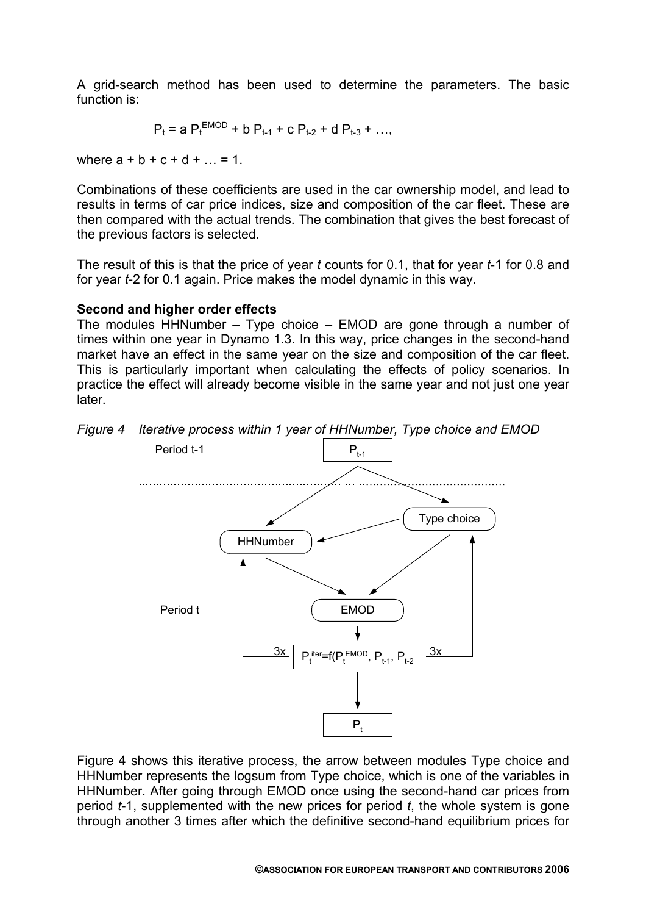A grid-search method has been used to determine the parameters. The basic function is:

$$P_t = a\, P_t^{EMOD} + b\, P_{t-1} + c\, P_{t-2} + d\, P_{t-3} + \ldots,$$

where $a + b + c + d + \ldots = 1$.

Combinations of these coefficients are used in the car ownership model, and lead to results in terms of car price indices, size and composition of the car fleet. These are then compared with the actual trends. The combination that gives the best forecast of the previous factors is selected.

The result of this is that the price of year *t* counts for 0.1, that for year *t*-1 for 0.8 and for year *t*-2 for 0.1 again. Price makes the model dynamic in this way.

**Second and higher order effects**

The modules HHNumber – Type choice – EMOD are gone through a number of times within one year in Dynamo 1.3. In this way, price changes in the second-hand market have an effect in the same year on the size and composition of the car fleet. This is particularly important when calculating the effects of policy scenarios. In practice the effect will already become visible in the same year and not just one year later.

*Figure 4 Iterative process within 1 year of HHNumber, Type choice and EMOD*

Period t-1: $P_{t-1}$

Period t: HHNumber, Type choice, EMOD, $P_t^{iter}=f(P_t^{EMOD}, P_{t-1}, P_{t-2})$ (3x), $P_t$

Figure 4 shows this iterative process, the arrow between modules Type choice and HHNumber represents the logsum from Type choice, which is one of the variables in HHNumber. After going through EMOD once using the second-hand car prices from period *t*-1, supplemented with the new prices for period *t*, the whole system is gone through another 3 times after which the definitive second-hand equilibrium prices for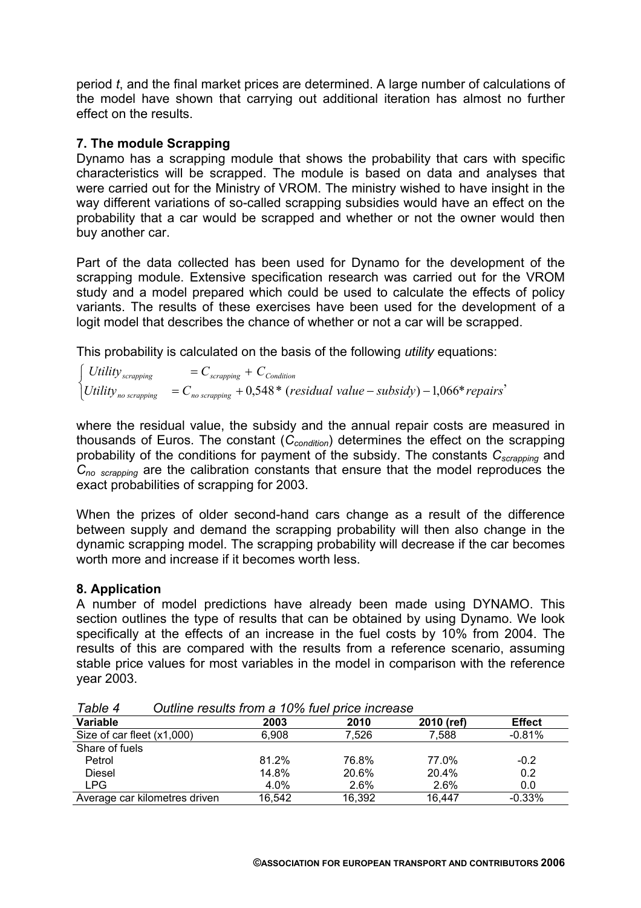period *t*, and the final market prices are determined. A large number of calculations of the model have shown that carrying out additional iteration has almost no further effect on the results.

## 7. The module Scrapping

Dynamo has a scrapping module that shows the probability that cars with specific characteristics will be scrapped. The module is based on data and analyses that were carried out for the Ministry of VROM. The ministry wished to have insight in the way different variations of so-called scrapping subsidies would have an effect on the probability that a car would be scrapped and whether or not the owner would then buy another car.

Part of the data collected has been used for Dynamo for the development of the scrapping module. Extensive specification research was carried out for the VROM study and a model prepared which could be used to calculate the effects of policy variants. The results of these exercises have been used for the development of a logit model that describes the chance of whether or not a car will be scrapped.

This probability is calculated on the basis of the following *utility* equations:

$$\begin{cases} Utility_{scrapping} & = C_{scrapping} + C_{Condition} \\ Utility_{no\ scrapping} & = C_{no\ scrapping} + 0{,}548 * (residual\ value - subsidy) - 1{,}066 * repairs \end{cases}$$

where the residual value, the subsidy and the annual repair costs are measured in thousands of Euros. The constant ($C_{condition}$) determines the effect on the scrapping probability of the conditions for payment of the subsidy. The constants $C_{scrapping}$ and $C_{no\ scrapping}$ are the calibration constants that ensure that the model reproduces the exact probabilities of scrapping for 2003.

When the prizes of older second-hand cars change as a result of the difference between supply and demand the scrapping probability will then also change in the dynamic scrapping model. The scrapping probability will decrease if the car becomes worth more and increase if it becomes worth less.

## 8. Application

A number of model predictions have already been made using DYNAMO. This section outlines the type of results that can be obtained by using Dynamo. We look specifically at the effects of an increase in the fuel costs by 10% from 2004. The results of this are compared with the results from a reference scenario, assuming stable price values for most variables in the model in comparison with the reference year 2003.

*Table 4 Outline results from a 10% fuel price increase*

| Variable | 2003 | 2010 | 2010 (ref) | Effect |
|---|---|---|---|---|
| Size of car fleet (x1,000) | 6,908 | 7,526 | 7,588 | -0.81% |
| Share of fuels | | | | |
| Petrol | 81.2% | 76.8% | 77.0% | -0.2 |
| Diesel | 14.8% | 20.6% | 20.4% | 0.2 |
| LPG | 4.0% | 2.6% | 2.6% | 0.0 |
| Average car kilometres driven | 16,542 | 16,392 | 16,447 | -0.33% |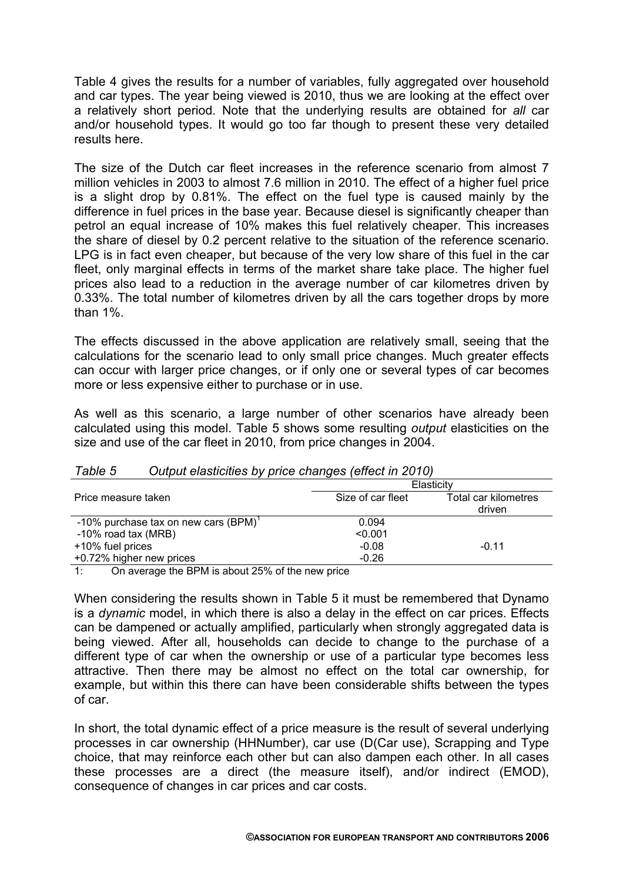Table 4 gives the results for a number of variables, fully aggregated over household and car types. The year being viewed is 2010, thus we are looking at the effect over a relatively short period. Note that the underlying results are obtained for *all* car and/or household types. It would go too far though to present these very detailed results here.

The size of the Dutch car fleet increases in the reference scenario from almost 7 million vehicles in 2003 to almost 7.6 million in 2010. The effect of a higher fuel price is a slight drop by 0.81%. The effect on the fuel type is caused mainly by the difference in fuel prices in the base year. Because diesel is significantly cheaper than petrol an equal increase of 10% makes this fuel relatively cheaper. This increases the share of diesel by 0.2 percent relative to the situation of the reference scenario. LPG is in fact even cheaper, but because of the very low share of this fuel in the car fleet, only marginal effects in terms of the market share take place. The higher fuel prices also lead to a reduction in the average number of car kilometres driven by 0.33%. The total number of kilometres driven by all the cars together drops by more than 1%.

The effects discussed in the above application are relatively small, seeing that the calculations for the scenario lead to only small price changes. Much greater effects can occur with larger price changes, or if only one or several types of car becomes more or less expensive either to purchase or in use.

As well as this scenario, a large number of other scenarios have already been calculated using this model. Table 5 shows some resulting *output* elasticities on the size and use of the car fleet in 2010, from price changes in 2004.

*Table 5 Output elasticities by price changes (effect in 2010)*

| Price measure taken | Elasticity | |
|---|---|---|
| | Size of car fleet | Total car kilometres driven |
| -10% purchase tax on new cars (BPM)[1] | 0.094 | |
| -10% road tax (MRB) | <0.001 | |
| +10% fuel prices | -0.08 | -0.11 |
| +0.72% higher new prices | -0.26 | |

1: On average the BPM is about 25% of the new price

When considering the results shown in Table 5 it must be remembered that Dynamo is a *dynamic* model, in which there is also a delay in the effect on car prices. Effects can be dampened or actually amplified, particularly when strongly aggregated data is being viewed. After all, households can decide to change to the purchase of a different type of car when the ownership or use of a particular type becomes less attractive. Then there may be almost no effect on the total car ownership, for example, but within this there can have been considerable shifts between the types of car.

In short, the total dynamic effect of a price measure is the result of several underlying processes in car ownership (HHNumber), car use (D(Car use), Scrapping and Type choice, that may reinforce each other but can also dampen each other. In all cases these processes are a direct (the measure itself), and/or indirect (EMOD), consequence of changes in car prices and car costs.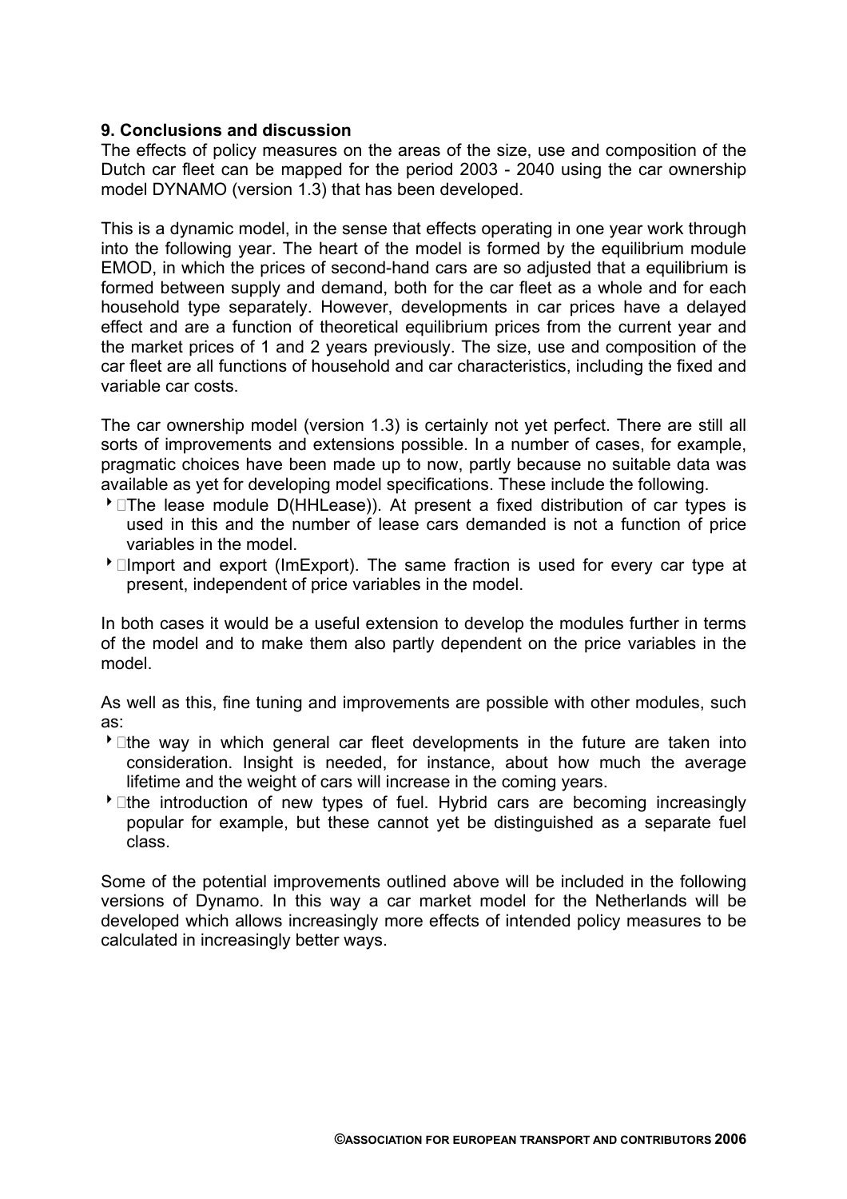## 9. Conclusions and discussion

The effects of policy measures on the areas of the size, use and composition of the Dutch car fleet can be mapped for the period 2003 - 2040 using the car ownership model DYNAMO (version 1.3) that has been developed.

This is a dynamic model, in the sense that effects operating in one year work through into the following year. The heart of the model is formed by the equilibrium module EMOD, in which the prices of second-hand cars are so adjusted that a equilibrium is formed between supply and demand, both for the car fleet as a whole and for each household type separately. However, developments in car prices have a delayed effect and are a function of theoretical equilibrium prices from the current year and the market prices of 1 and 2 years previously. The size, use and composition of the car fleet are all functions of household and car characteristics, including the fixed and variable car costs.

The car ownership model (version 1.3) is certainly not yet perfect. There are still all sorts of improvements and extensions possible. In a number of cases, for example, pragmatic choices have been made up to now, partly because no suitable data was available as yet for developing model specifications. These include the following.

- The lease module D(HHLease)). At present a fixed distribution of car types is used in this and the number of lease cars demanded is not a function of price variables in the model.
- Import and export (ImExport). The same fraction is used for every car type at present, independent of price variables in the model.

In both cases it would be a useful extension to develop the modules further in terms of the model and to make them also partly dependent on the price variables in the model.

As well as this, fine tuning and improvements are possible with other modules, such as:

- the way in which general car fleet developments in the future are taken into consideration. Insight is needed, for instance, about how much the average lifetime and the weight of cars will increase in the coming years.
- the introduction of new types of fuel. Hybrid cars are becoming increasingly popular for example, but these cannot yet be distinguished as a separate fuel class.

Some of the potential improvements outlined above will be included in the following versions of Dynamo. In this way a car market model for the Netherlands will be developed which allows increasingly more effects of intended policy measures to be calculated in increasingly better ways.